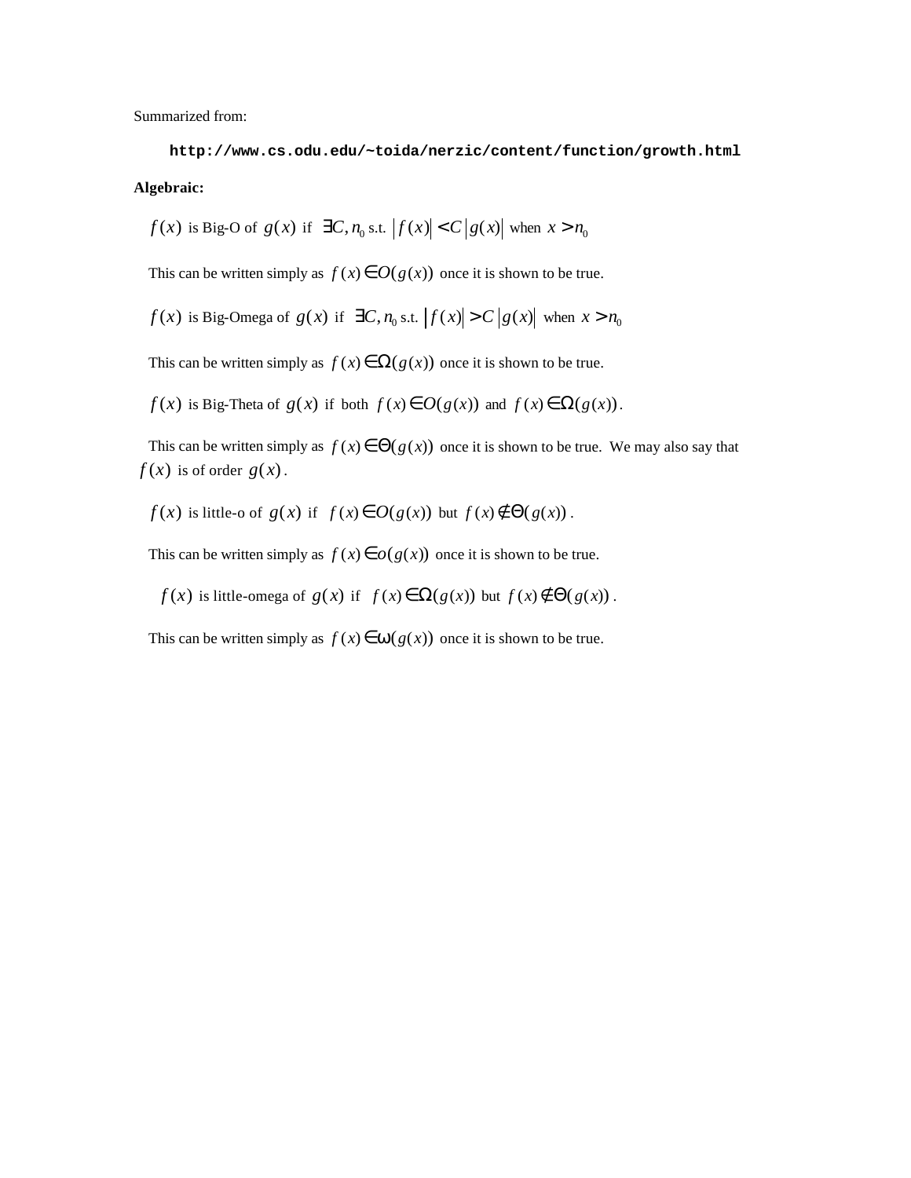Summarized from:

**http://www.cs.odu.edu/~toida/nerzic/content/function/growth.html**

**Algebraic:**

$f(x)$ is Big-O of $g(x)$ if $\exists C, n_0$ s.t. $|f(x)| < C\,|g(x)|$ when $x > n_0$

This can be written simply as $f(x) \in O(g(x))$ once it is shown to be true.

$f(x)$ is Big-Omega of $g(x)$ if $\exists C, n_0$ s.t. $|f(x)| > C\,|g(x)|$ when $x > n_0$

This can be written simply as $f(x) \in \Omega(g(x))$ once it is shown to be true.

$f(x)$ is Big-Theta of $g(x)$ if both $f(x) \in O(g(x))$ and $f(x) \in \Omega(g(x))$.

This can be written simply as $f(x) \in \Theta(g(x))$ once it is shown to be true. We may also say that $f(x)$ is of order $g(x)$.

$f(x)$ is little-o of $g(x)$ if $f(x) \in O(g(x))$ but $f(x) \notin \Theta(g(x))$.

This can be written simply as $f(x) \in o(g(x))$ once it is shown to be true.

$f(x)$ is little-omega of $g(x)$ if $f(x) \in \Omega(g(x))$ but $f(x) \notin \Theta(g(x))$.

This can be written simply as $f(x) \in \omega(g(x))$ once it is shown to be true.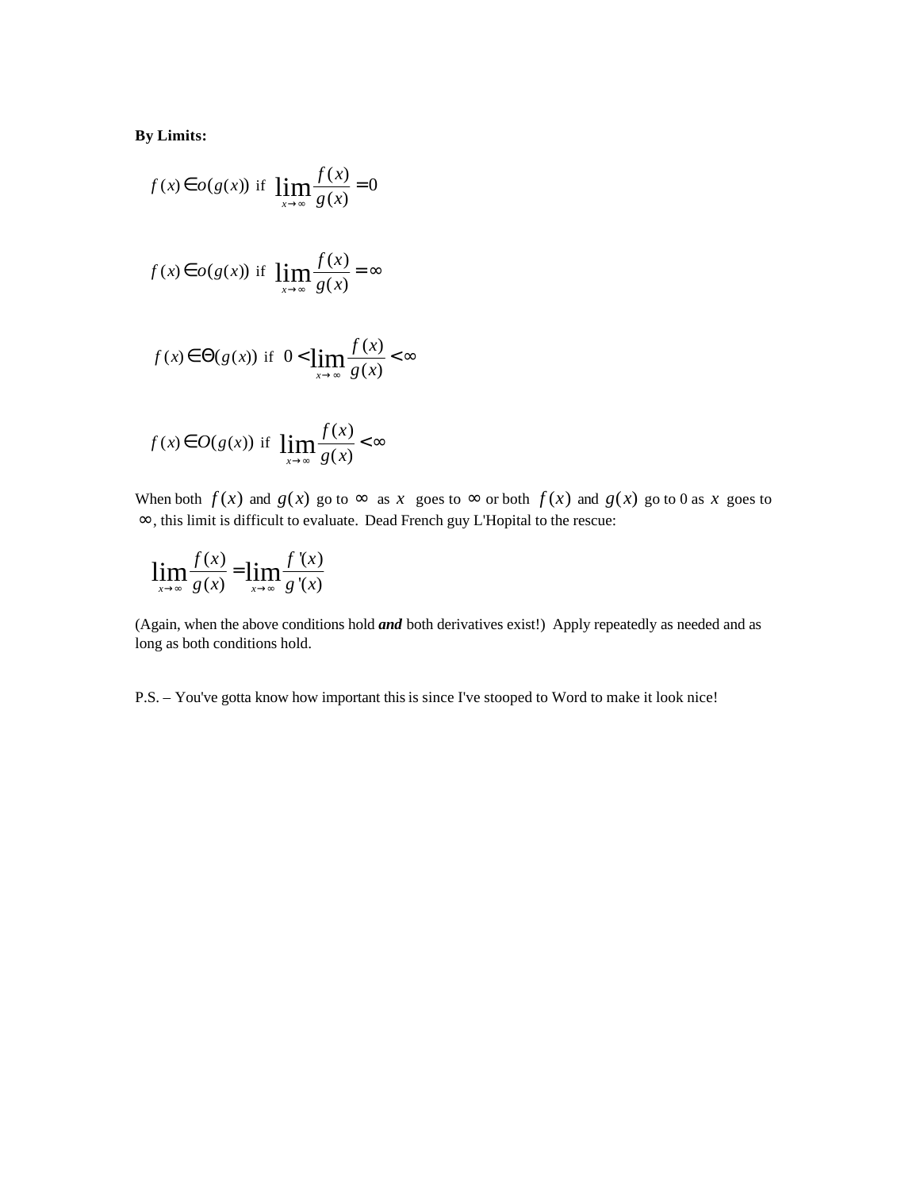**By Limits:**

$f(x) \in o(g(x))$ if $\lim\limits_{x \to \infty} \frac{f(x)}{g(x)} = 0$

$f(x) \in o(g(x))$ if $\lim\limits_{x \to \infty} \frac{f(x)}{g(x)} = \infty$

$f(x) \in \Theta(g(x))$ if $0 < \lim\limits_{x \to \infty} \frac{f(x)}{g(x)} < \infty$

$f(x) \in O(g(x))$ if $\lim\limits_{x \to \infty} \frac{f(x)}{g(x)} < \infty$

When both $f(x)$ and $g(x)$ go to $\infty$ as $x$ goes to $\infty$ or both $f(x)$ and $g(x)$ go to 0 as $x$ goes to $\infty$, this limit is difficult to evaluate. Dead French guy L'Hopital to the rescue:

$$\lim_{x \to \infty} \frac{f(x)}{g(x)} = \lim_{x \to \infty} \frac{f'(x)}{g'(x)}$$

(Again, when the above conditions hold ***and*** both derivatives exist!) Apply repeatedly as needed and as long as both conditions hold.

P.S. – You've gotta know how important this is since I've stooped to Word to make it look nice!